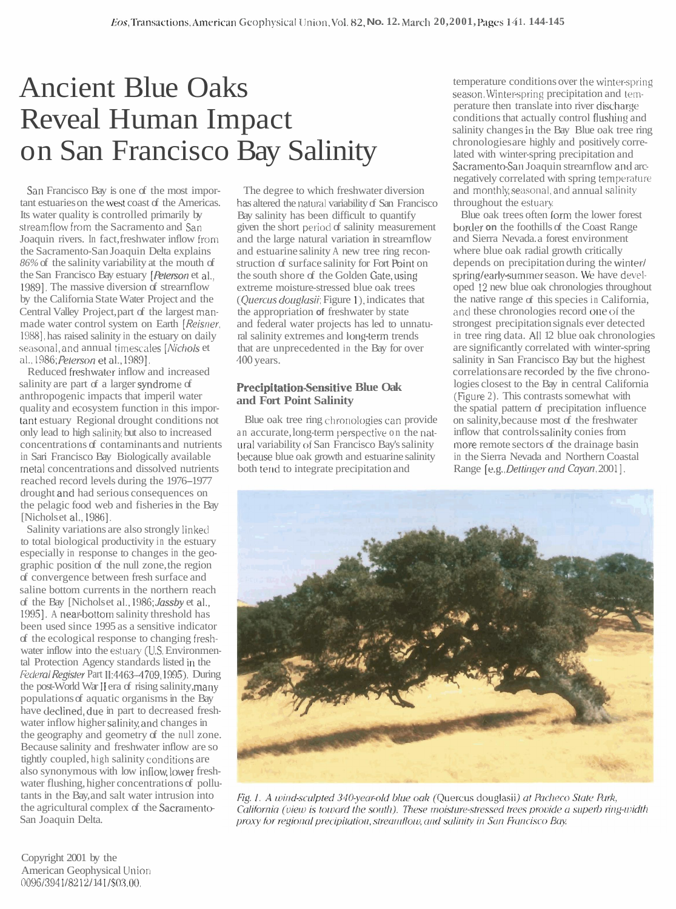# Ancient Blue Oaks Reveal Human Impact on San Francisco Bay Salinity

San Francisco Bay is one of the most important estuaries on the west coast of the Americas. Its water quality is controlled primarily by streamflow from the Sacramento and San Joaquin rivers. In fact, freshwater inflow from the Sacramento-San Joaquin Delta explains 86% of the salinity variability at the mouth of the San Francisco Bay estuary [*Peterson* et al., 1989]. The massive diversion of streamflow by the California State Water Project and the Central Valley Project, part of the largest man-made water control system on Earth [*Reisner*, 1988], has raised salinity in the estuary on daily seasonal, and annual timescales [*Nichols* et al., 1986; *Peterson* et al., 1989].

Reduced freshwater inflow and increased salinity are part of a larger syndrome of anthropogenic impacts that imperil water quality and ecosystem function in this important estuary. Regional drought conditions not only lead to high salinity, but also to increased concentrations of contaminants and nutrients in San Francisco Bay. Biologically available metal concentrations and dissolved nutrients reached record levels during the 1976–1977 drought and had serious consequences on the pelagic food web and fisheries in the Bay [Nichols et al., 1986].

Salinity variations are also strongly linked to total biological productivity in the estuary especially in response to changes in the geographic position of the null zone, the region of convergence between fresh surface and saline bottom currents in the northern reach of the Bay [Nichols et al., 1986; *Jassby* et al., 1995]. A near-bottom salinity threshold has been used since 1995 as a sensitive indicator of the ecological response to changing freshwater inflow into the estuary (U.S. Environmental Protection Agency standards listed in the *Federal Register* Part II:4463–4709, 1995). During the post-World War II era of rising salinity, many populations of aquatic organisms in the Bay have declined, due in part to decreased freshwater inflow higher salinity, and changes in the geography and geometry of the null zone. Because salinity and freshwater inflow are so tightly coupled, high salinity conditions are also synonymous with low inflow, lower freshwater flushing, higher concentrations of pollutants in the Bay, and salt water intrusion into the agricultural complex of the Sacramento-San Joaquin Delta.

The degree to which freshwater diversion has altered the natural variability of San Francisco Bay salinity has been difficult to quantify given the short period of salinity measurement and the large natural variation in streamflow and estuarine salinity. A new tree ring reconstruction of surface salinity for Fort Point on the south shore of the Golden Gate, using extreme moisture-stressed blue oak trees (*Quercus douglasii*; Figure 1), indicates that the appropriation of freshwater by state and federal water projects has led to unnatural salinity extremes and long-term trends that are unprecedented in the Bay for over 400 years.

## Precipitation-Sensitive Blue Oak and Fort Point Salinity

Blue oak tree ring chronologies can provide an accurate, long-term perspective on the natural variability of San Francisco Bay's salinity because blue oak growth and estuarine salinity both tend to integrate precipitation and temperature conditions over the winter-spring season. Winter-spring precipitation and temperature then translate into river discharge conditions that actually control flushing and salinity changes in the Bay. Blue oak tree ring chronologies are highly and positively correlated with winter-spring precipitation and Sacramento-San Joaquin streamflow and are negatively correlated with spring temperature and monthly, seasonal, and annual salinity throughout the estuary.

Blue oak trees often form the lower forest border on the foothills of the Coast Range and Sierra Nevada, a forest environment where blue oak radial growth critically depends on precipitation during the winter/spring/early-summer season. We have developed 12 new blue oak chronologies throughout the native range of this species in California, and these chronologies record one of the strongest precipitation signals ever detected in tree ring data. All 12 blue oak chronologies are significantly correlated with winter-spring salinity in San Francisco Bay but the highest correlations are recorded by the five chronologies closest to the Bay in central California (Figure 2). This contrasts somewhat with the spatial pattern of precipitation influence on salinity, because most of the freshwater inflow that controls salinity comes from more remote sectors of the drainage basin in the Sierra Nevada and Northern Coastal Range [e.g., *Dettinger and Cayan*, 2001].

*Fig. 1. A wind-sculpted 340-year-old blue oak (Quercus douglasii) at Pacheco State Park, California (view is toward the south). These moisture-stressed trees provide a superb ring-width proxy for regional precipitation, streamflow, and salinity in San Francisco Bay.*

Copyright 2001 by the American Geophysical Union 0096/3941/8212/141/$03.00.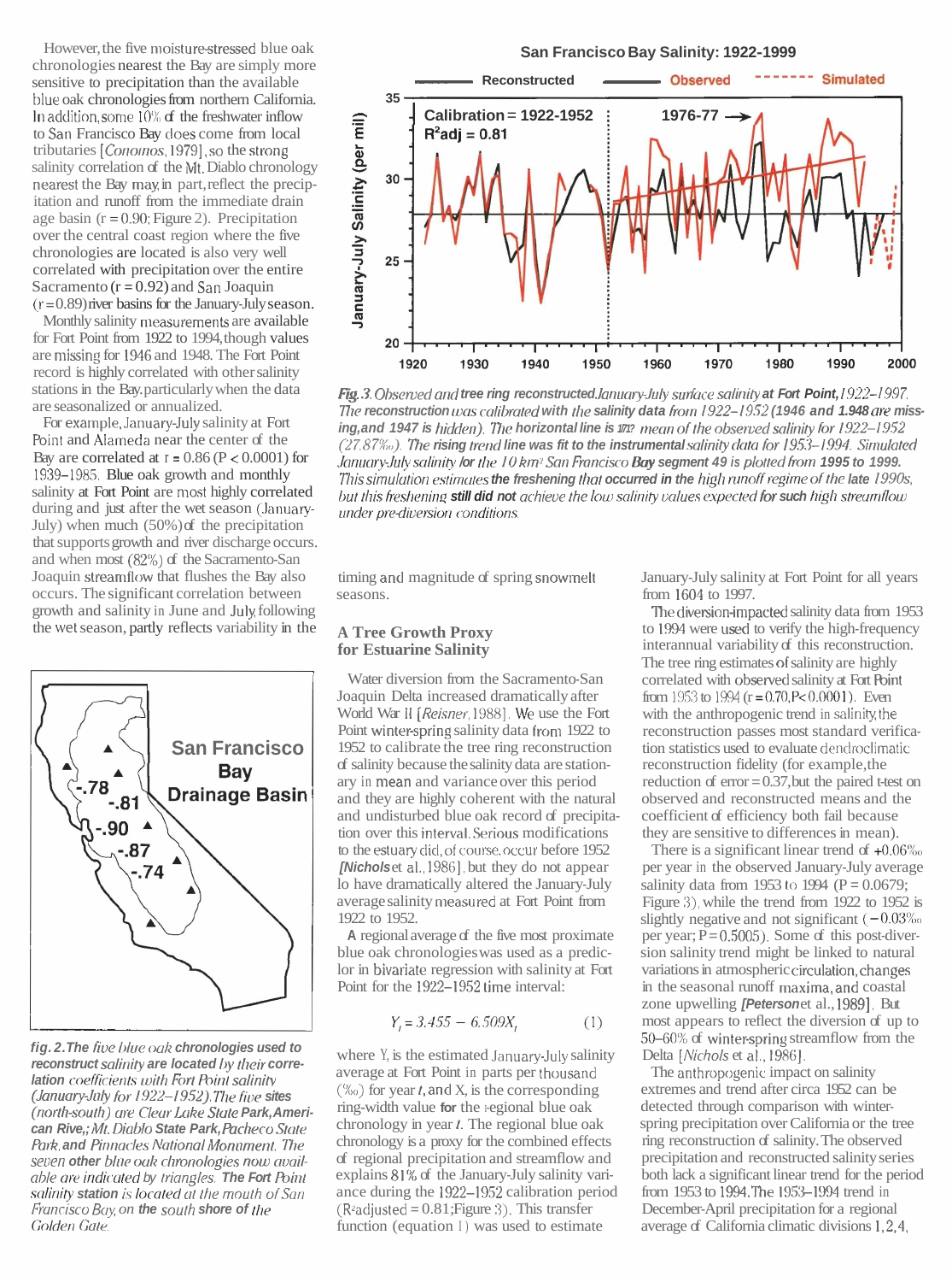However, the five moisture-stressed blue oak chronologies nearest the Bay are simply more sensitive to precipitation than the available blue oak chronologies from northern California. In addition, some 10% of the freshwater inflow to San Francisco Bay does come from local tributaries [*Conomos*, 1979], so the strong salinity correlation of the Mt. Diablo chronology nearest the Bay may, in part, reflect the precipitation and runoff from the immediate drainage basin (r = 0.90; Figure 2). Precipitation over the central coast region where the five chronologies are located is also very well correlated with precipitation over the entire Sacramento (r = 0.92) and San Joaquin (r = 0.89) river basins for the January-July season.

Monthly salinity measurements are available for Fort Point from 1922 to 1994, though values are missing for 1946 and 1948. The Fort Point record is highly correlated with other salinity stations in the Bay, particularly when the data are seasonalized or annualized.

For example, January-July salinity at Fort Point and Alameda near the center of the Bay are correlated at r = 0.86 (P < 0.0001) for 1939–1985. Blue oak growth and monthly salinity at Fort Point are most highly correlated during and just after the wet season (January-July) when much (50%) of the precipitation that supports growth and river discharge occurs, and when most (82%) of the Sacramento-San Joaquin streamflow that flushes the Bay also occurs. The significant correlation between growth and salinity in June and July, following the wet season, partly reflects variability in the timing and magnitude of spring snowmelt seasons.

**Fig. 2.** *The five blue oak chronologies used to reconstruct salinity are located by their correlation coefficients with Fort Point salinity (January-July for 1922–1952). The five sites (north-south) are Clear Lake State Park, American River, Mt. Diablo State Park, Pacheco State Park, and Pinnacles National Monument. The seven other blue oak chronologies now available are indicated by triangles. The Fort Point salinity station is located at the mouth of San Francisco Bay, on the south shore of the Golden Gate.*

**Fig. 3.** *Observed and tree ring reconstructed January-July surface salinity at Fort Point, 1922–1997. The reconstruction was calibrated with the salinity data from 1922–1952 (1946 and 1948 are missing, and 1947 is hidden). The horizontal line is the mean of the observed salinity for 1922–1952 (27.87‰). The rising trend line was fit to the instrumental salinity data for 1953–1994. Simulated January-July salinity for the 10 km² San Francisco Bay segment 49 is plotted from 1995 to 1999. This simulation estimates the freshening that occurred in the high runoff regime of the late 1990s, but this freshening still did not achieve the low salinity values expected for such high streamflow under pre-diversion conditions.*

## A Tree Growth Proxy for Estuarine Salinity

Water diversion from the Sacramento-San Joaquin Delta increased dramatically after World War II [*Reisner*, 1988]. We use the Fort Point winter-spring salinity data from 1922 to 1952 to calibrate the tree ring reconstruction of salinity because the salinity data are stationary in mean and variance over this period and they are highly coherent with the natural and undisturbed blue oak record of precipitation over this interval. Serious modifications to the estuary did, of course, occur before 1952 [*Nichols* et al., 1986], but they do not appear to have dramatically altered the January-July average salinity measured at Fort Point from 1922 to 1952.

A regional average of the five most proximate blue oak chronologies was used as a predictor in bivariate regression with salinity at Fort Point for the 1922–1952 time interval:

$$Y_t = 3.455 - 6.509X_t \qquad (1)$$

where $Y_t$ is the estimated January-July salinity average at Fort Point in parts per thousand (‰) for year $t$, and $X_t$ is the corresponding ring-width value for the regional blue oak chronology in year $t$. The regional blue oak chronology is a proxy for the combined effects of regional precipitation and streamflow and explains 81% of the January-July salinity variance during the 1922–1952 calibration period ($R^2$adjusted = 0.81; Figure 3). This transfer function (equation 1) was used to estimate January-July salinity at Fort Point for all years from 1604 to 1997.

The diversion-impacted salinity data from 1953 to 1994 were used to verify the high-frequency interannual variability of this reconstruction. The tree ring estimates of salinity are highly correlated with observed salinity at Fort Point from 1953 to 1994 (r = 0.70, P < 0.0001). Even with the anthropogenic trend in salinity, the reconstruction passes most standard verification statistics used to evaluate dendroclimatic reconstruction fidelity (for example, the reduction of error = 0.37, but the paired t-test on observed and reconstructed means and the coefficient of efficiency both fail because they are sensitive to differences in mean).

There is a significant linear trend of +0.06‰ per year in the observed January-July average salinity data from 1953 to 1994 (P = 0.0679; Figure 3), while the trend from 1922 to 1952 is slightly negative and not significant (−0.03‰ per year; P = 0.5005). Some of this post-diversion salinity trend might be linked to natural variations in atmospheric circulation, changes in the seasonal runoff maxima, and coastal zone upwelling [*Peterson* et al., 1989]. But most appears to reflect the diversion of up to 50–60% of winter-spring streamflow from the Delta [*Nichols* et al., 1986].

The anthropogenic impact on salinity extremes and trend after circa 1952 can be detected through comparison with winter-spring precipitation over California or the tree ring reconstruction of salinity. The observed precipitation and reconstructed salinity series both lack a significant linear trend for the period from 1953 to 1994. The 1953–1994 trend in December-April precipitation for a regional average of California climatic divisions 1, 2, 4,